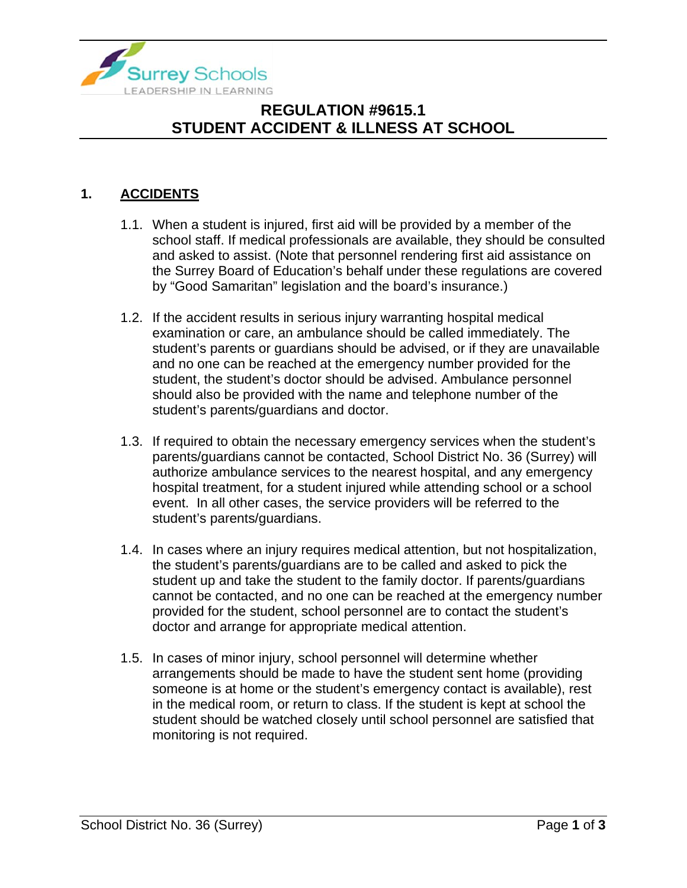# REGULATION #9615.1
# STUDENT ACCIDENT & ILLNESS AT SCHOOL

## 1. ACCIDENTS

1.1. When a student is injured, first aid will be provided by a member of the school staff. If medical professionals are available, they should be consulted and asked to assist. (Note that personnel rendering first aid assistance on the Surrey Board of Education's behalf under these regulations are covered by "Good Samaritan" legislation and the board's insurance.)

1.2. If the accident results in serious injury warranting hospital medical examination or care, an ambulance should be called immediately. The student's parents or guardians should be advised, or if they are unavailable and no one can be reached at the emergency number provided for the student, the student's doctor should be advised. Ambulance personnel should also be provided with the name and telephone number of the student's parents/guardians and doctor.

1.3. If required to obtain the necessary emergency services when the student's parents/guardians cannot be contacted, School District No. 36 (Surrey) will authorize ambulance services to the nearest hospital, and any emergency hospital treatment, for a student injured while attending school or a school event. In all other cases, the service providers will be referred to the student's parents/guardians.

1.4. In cases where an injury requires medical attention, but not hospitalization, the student's parents/guardians are to be called and asked to pick the student up and take the student to the family doctor. If parents/guardians cannot be contacted, and no one can be reached at the emergency number provided for the student, school personnel are to contact the student's doctor and arrange for appropriate medical attention.

1.5. In cases of minor injury, school personnel will determine whether arrangements should be made to have the student sent home (providing someone is at home or the student's emergency contact is available), rest in the medical room, or return to class. If the student is kept at school the student should be watched closely until school personnel are satisfied that monitoring is not required.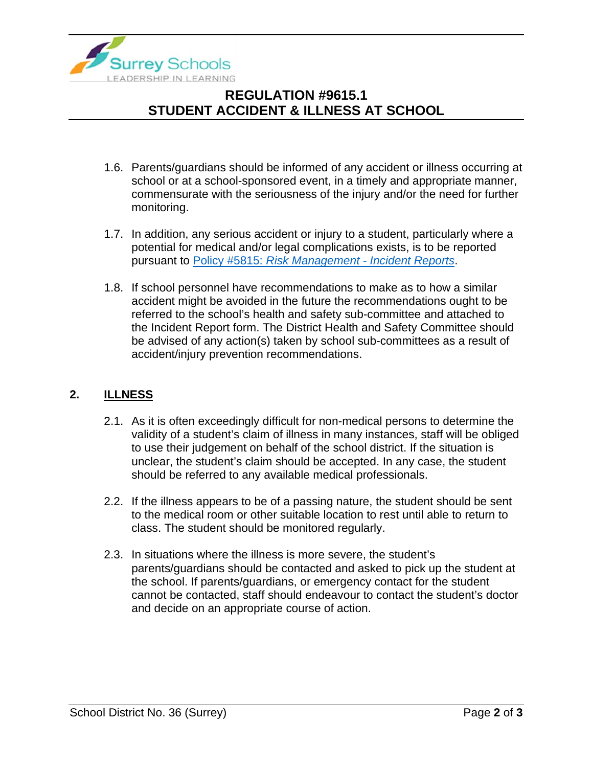1.6. Parents/guardians should be informed of any accident or illness occurring at school or at a school-sponsored event, in a timely and appropriate manner, commensurate with the seriousness of the injury and/or the need for further monitoring.

1.7. In addition, any serious accident or injury to a student, particularly where a potential for medical and/or legal complications exists, is to be reported pursuant to Policy #5815: *Risk Management - Incident Reports*.

1.8. If school personnel have recommendations to make as to how a similar accident might be avoided in the future the recommendations ought to be referred to the school's health and safety sub-committee and attached to the Incident Report form. The District Health and Safety Committee should be advised of any action(s) taken by school sub-committees as a result of accident/injury prevention recommendations.

## 2. ILLNESS

2.1. As it is often exceedingly difficult for non-medical persons to determine the validity of a student's claim of illness in many instances, staff will be obliged to use their judgement on behalf of the school district. If the situation is unclear, the student's claim should be accepted. In any case, the student should be referred to any available medical professionals.

2.2. If the illness appears to be of a passing nature, the student should be sent to the medical room or other suitable location to rest until able to return to class. The student should be monitored regularly.

2.3. In situations where the illness is more severe, the student's parents/guardians should be contacted and asked to pick up the student at the school. If parents/guardians, or emergency contact for the student cannot be contacted, staff should endeavour to contact the student's doctor and decide on an appropriate course of action.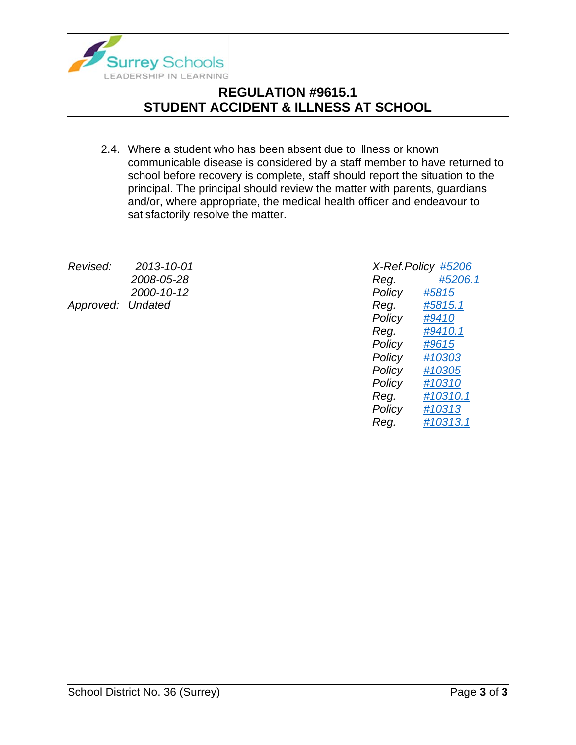2.4. Where a student who has been absent due to illness or known communicable disease is considered by a staff member to have returned to school before recovery is complete, staff should report the situation to the principal. The principal should review the matter with parents, guardians and/or, where appropriate, the medical health officer and endeavour to satisfactorily resolve the matter.

*Revised: 2013-10-01*
*2008-05-28*
*2000-10-12*
*Approved: Undated*

*X-Ref.Policy #5206*
*Reg. #5206.1*
*Policy #5815*
*Reg. #5815.1*
*Policy #9410*
*Reg. #9410.1*
*Policy #9615*
*Policy #10303*
*Policy #10305*
*Policy #10310*
*Reg. #10310.1*
*Policy #10313*
*Reg. #10313.1*